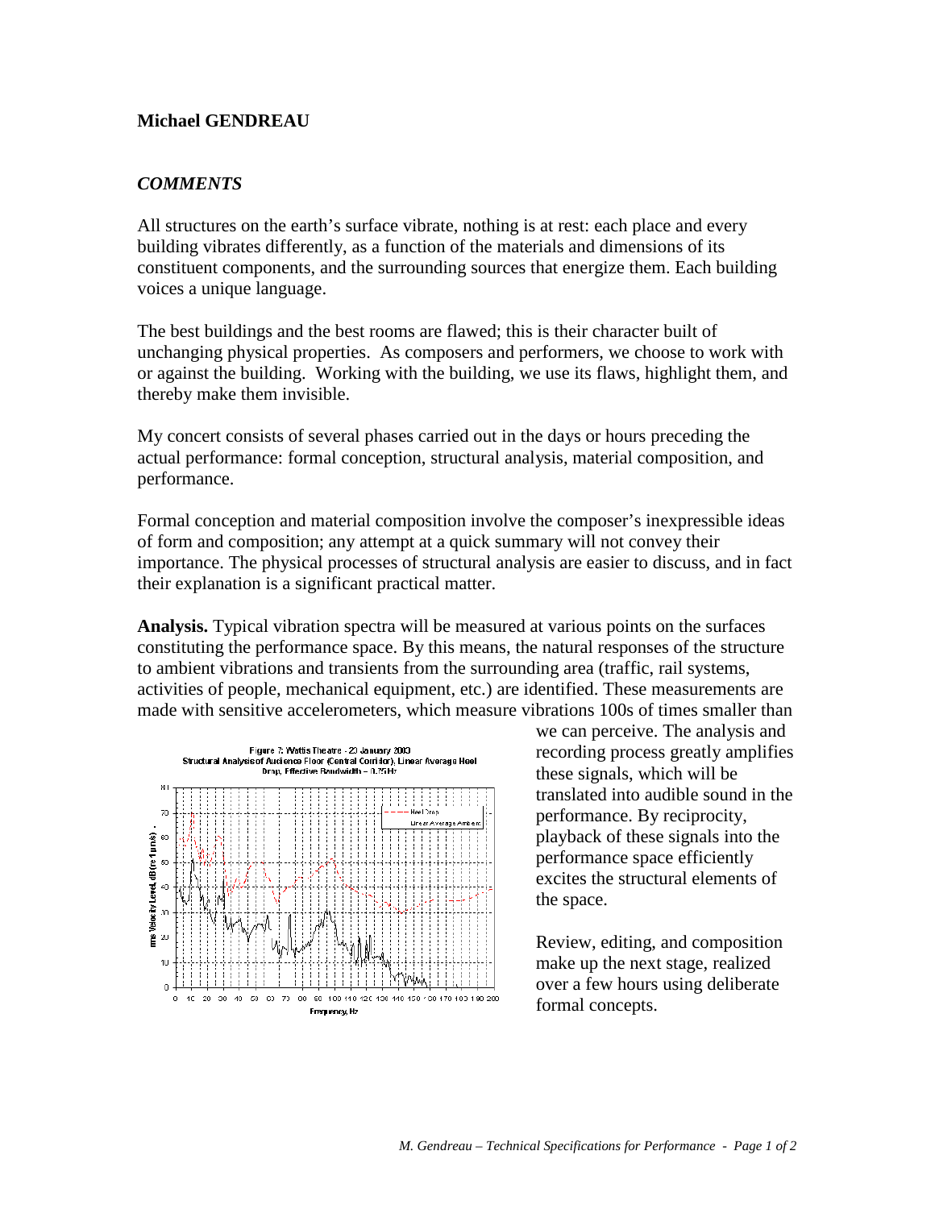**Michael GENDREAU**

***COMMENTS***

All structures on the earth's surface vibrate, nothing is at rest: each place and every building vibrates differently, as a function of the materials and dimensions of its constituent components, and the surrounding sources that energize them. Each building voices a unique language.

The best buildings and the best rooms are flawed; this is their character built of unchanging physical properties. As composers and performers, we choose to work with or against the building. Working with the building, we use its flaws, highlight them, and thereby make them invisible.

My concert consists of several phases carried out in the days or hours preceding the actual performance: formal conception, structural analysis, material composition, and performance.

Formal conception and material composition involve the composer's inexpressible ideas of form and composition; any attempt at a quick summary will not convey their importance. The physical processes of structural analysis are easier to discuss, and in fact their explanation is a significant practical matter.

**Analysis.** Typical vibration spectra will be measured at various points on the surfaces constituting the performance space. By this means, the natural responses of the structure to ambient vibrations and transients from the surrounding area (traffic, rail systems, activities of people, mechanical equipment, etc.) are identified. These measurements are made with sensitive accelerometers, which measure vibrations 100s of times smaller than we can perceive. The analysis and recording process greatly amplifies these signals, which will be translated into audible sound in the performance. By reciprocity, playback of these signals into the performance space efficiently excites the structural elements of the space.

Figure 7: Wattis Theatre - 23 January 2003
Structural Analysis of Audience Floor (Central Corridor), Linear Average Heel Drop, Effective Bandwidth = 0.25Hz

Review, editing, and composition make up the next stage, realized over a few hours using deliberate formal concepts.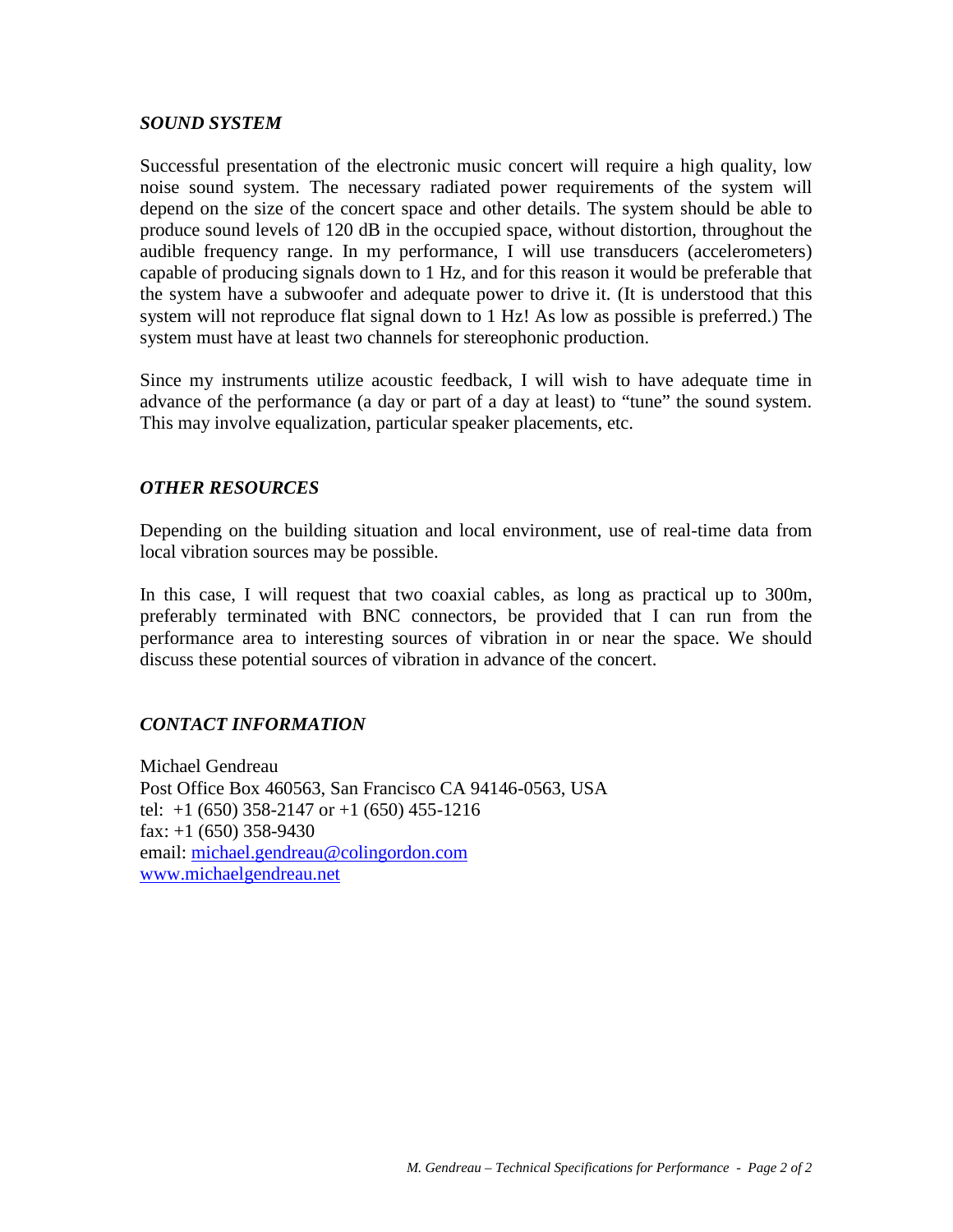### *SOUND SYSTEM*

Successful presentation of the electronic music concert will require a high quality, low noise sound system. The necessary radiated power requirements of the system will depend on the size of the concert space and other details. The system should be able to produce sound levels of 120 dB in the occupied space, without distortion, throughout the audible frequency range. In my performance, I will use transducers (accelerometers) capable of producing signals down to 1 Hz, and for this reason it would be preferable that the system have a subwoofer and adequate power to drive it. (It is understood that this system will not reproduce flat signal down to 1 Hz! As low as possible is preferred.) The system must have at least two channels for stereophonic production.

Since my instruments utilize acoustic feedback, I will wish to have adequate time in advance of the performance (a day or part of a day at least) to "tune" the sound system. This may involve equalization, particular speaker placements, etc.

### *OTHER RESOURCES*

Depending on the building situation and local environment, use of real-time data from local vibration sources may be possible.

In this case, I will request that two coaxial cables, as long as practical up to 300m, preferably terminated with BNC connectors, be provided that I can run from the performance area to interesting sources of vibration in or near the space. We should discuss these potential sources of vibration in advance of the concert.

### *CONTACT INFORMATION*

Michael Gendreau
Post Office Box 460563, San Francisco CA 94146-0563, USA
tel: +1 (650) 358-2147 or +1 (650) 455-1216
fax: +1 (650) 358-9430
email: michael.gendreau@colingordon.com
www.michaelgendreau.net